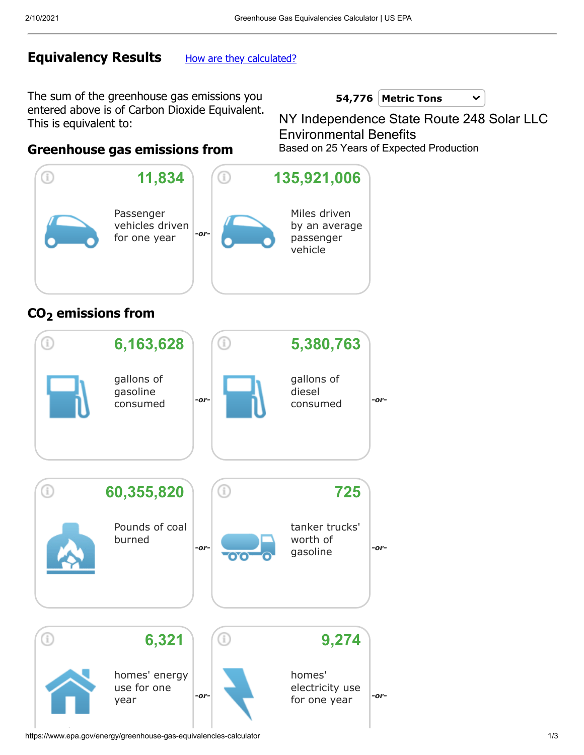## Equivalency Results

How are they calculated?

The sum of the greenhouse gas emissions you entered above is of Carbon Dioxide Equivalent. This is equivalent to:

54,776 Metric Tons

NY Independence State Route 248 Solar LLC Environmental Benefits

Based on 25 Years of Expected Production

### Greenhouse gas emissions from

**11,834**

Passenger vehicles driven for one year

*-or-*

**135,921,006**

Miles driven by an average passenger vehicle

### $CO_2$ emissions from

**6,163,628**

gallons of gasoline consumed

*-or-*

**5,380,763**

gallons of diesel consumed

*-or-*

**60,355,820**

Pounds of coal burned

*-or-*

**725**

tanker trucks' worth of gasoline

*-or-*

**6,321**

homes' energy use for one year

*-or-*

**9,274**

homes' electricity use for one year

*-or-*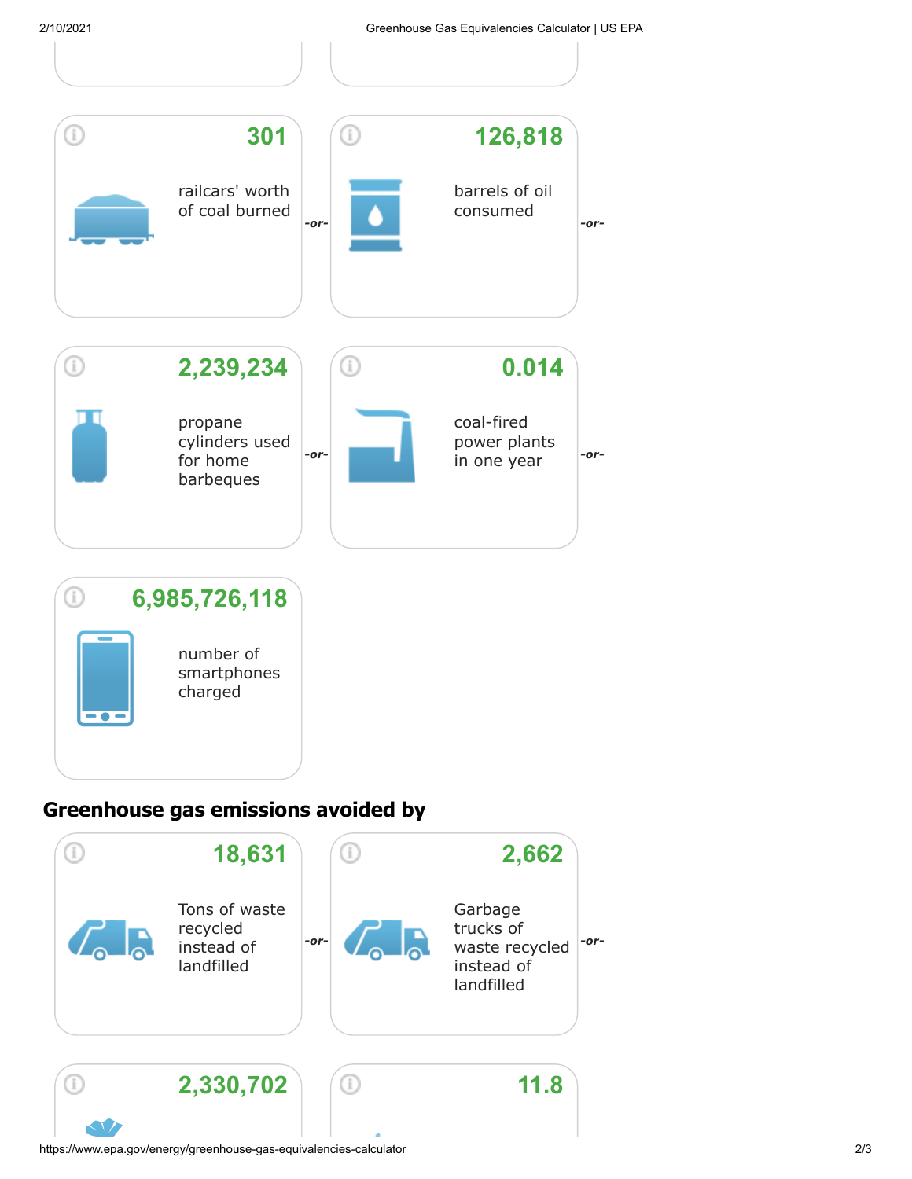**301**

railcars' worth of coal burned

*-or-*

**126,818**

barrels of oil consumed

*-or-*

**2,239,234**

propane cylinders used for home barbeques

*-or-*

**0.014**

coal-fired power plants in one year

*-or-*

**6,985,726,118**

number of smartphones charged

## Greenhouse gas emissions avoided by

**18,631**

Tons of waste recycled instead of landfilled

*-or-*

**2,662**

Garbage trucks of waste recycled instead of landfilled

*-or-*

**2,330,702**

**11.8**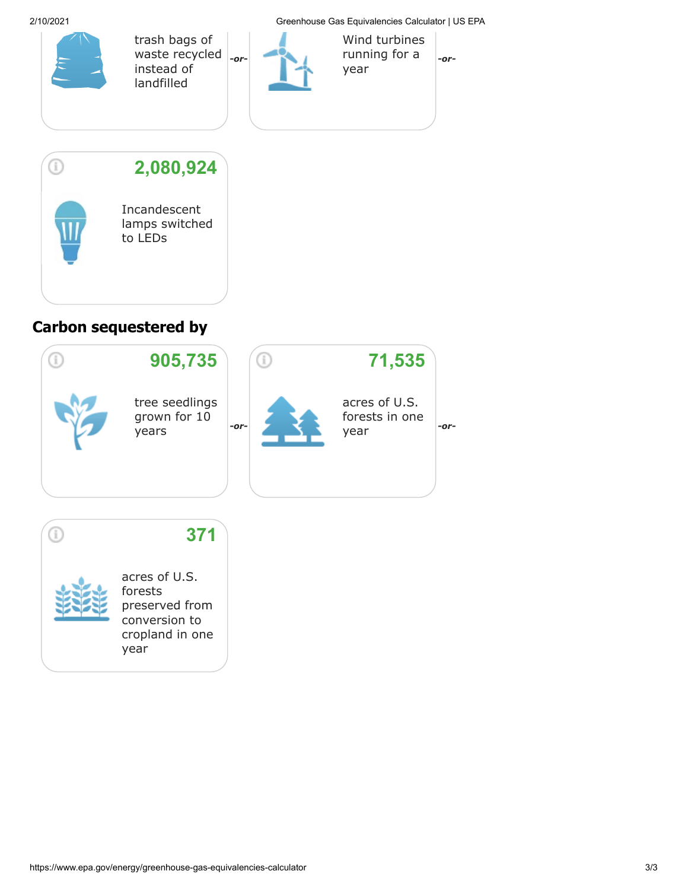trash bags of waste recycled instead of landfilled

*-or-*

Wind turbines running for a year

*-or-*

**2,080,924**

Incandescent lamps switched to LEDs

## Carbon sequestered by

**905,735**

tree seedlings grown for 10 years

*-or-*

**71,535**

acres of U.S. forests in one year

*-or-*

**371**

acres of U.S. forests preserved from conversion to cropland in one year